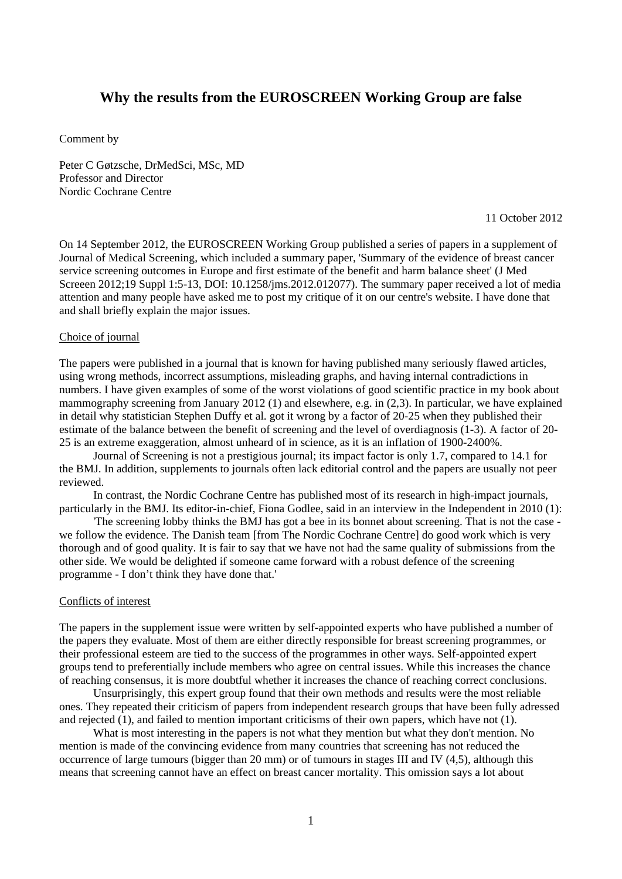# Why the results from the EUROSCREEN Working Group are false

Comment by

Peter C Gøtzsche, DrMedSci, MSc, MD
Professor and Director
Nordic Cochrane Centre

11 October 2012

On 14 September 2012, the EUROSCREEN Working Group published a series of papers in a supplement of Journal of Medical Screening, which included a summary paper, 'Summary of the evidence of breast cancer service screening outcomes in Europe and first estimate of the benefit and harm balance sheet' (J Med Screeen 2012;19 Suppl 1:5-13, DOI: 10.1258/jms.2012.012077). The summary paper received a lot of media attention and many people have asked me to post my critique of it on our centre's website. I have done that and shall briefly explain the major issues.

## Choice of journal

The papers were published in a journal that is known for having published many seriously flawed articles, using wrong methods, incorrect assumptions, misleading graphs, and having internal contradictions in numbers. I have given examples of some of the worst violations of good scientific practice in my book about mammography screening from January 2012 (1) and elsewhere, e.g. in (2,3). In particular, we have explained in detail why statistician Stephen Duffy et al. got it wrong by a factor of 20-25 when they published their estimate of the balance between the benefit of screening and the level of overdiagnosis (1-3). A factor of 20-25 is an extreme exaggeration, almost unheard of in science, as it is an inflation of 1900-2400%.

Journal of Screening is not a prestigious journal; its impact factor is only 1.7, compared to 14.1 for the BMJ. In addition, supplements to journals often lack editorial control and the papers are usually not peer reviewed.

In contrast, the Nordic Cochrane Centre has published most of its research in high-impact journals, particularly in the BMJ. Its editor-in-chief, Fiona Godlee, said in an interview in the Independent in 2010 (1):

'The screening lobby thinks the BMJ has got a bee in its bonnet about screening. That is not the case - we follow the evidence. The Danish team [from The Nordic Cochrane Centre] do good work which is very thorough and of good quality. It is fair to say that we have not had the same quality of submissions from the other side. We would be delighted if someone came forward with a robust defence of the screening programme - I don't think they have done that.'

## Conflicts of interest

The papers in the supplement issue were written by self-appointed experts who have published a number of the papers they evaluate. Most of them are either directly responsible for breast screening programmes, or their professional esteem are tied to the success of the programmes in other ways. Self-appointed expert groups tend to preferentially include members who agree on central issues. While this increases the chance of reaching consensus, it is more doubtful whether it increases the chance of reaching correct conclusions.

Unsurprisingly, this expert group found that their own methods and results were the most reliable ones. They repeated their criticism of papers from independent research groups that have been fully adressed and rejected (1), and failed to mention important criticisms of their own papers, which have not (1).

What is most interesting in the papers is not what they mention but what they don't mention. No mention is made of the convincing evidence from many countries that screening has not reduced the occurrence of large tumours (bigger than 20 mm) or of tumours in stages III and IV (4,5), although this means that screening cannot have an effect on breast cancer mortality. This omission says a lot about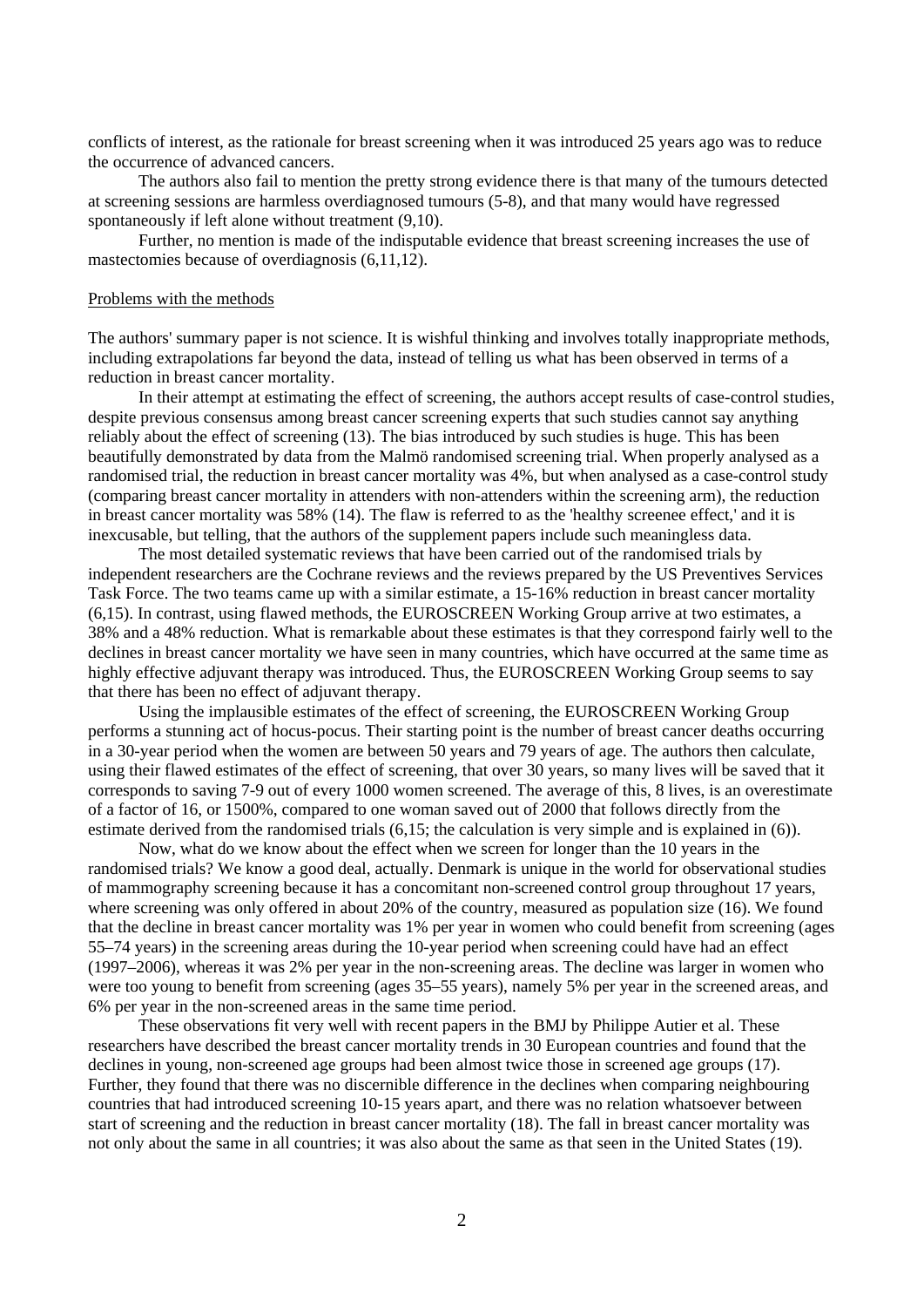conflicts of interest, as the rationale for breast screening when it was introduced 25 years ago was to reduce the occurrence of advanced cancers.

The authors also fail to mention the pretty strong evidence there is that many of the tumours detected at screening sessions are harmless overdiagnosed tumours (5-8), and that many would have regressed spontaneously if left alone without treatment (9,10).

Further, no mention is made of the indisputable evidence that breast screening increases the use of mastectomies because of overdiagnosis (6,11,12).

Problems with the methods

The authors' summary paper is not science. It is wishful thinking and involves totally inappropriate methods, including extrapolations far beyond the data, instead of telling us what has been observed in terms of a reduction in breast cancer mortality.

In their attempt at estimating the effect of screening, the authors accept results of case-control studies, despite previous consensus among breast cancer screening experts that such studies cannot say anything reliably about the effect of screening (13). The bias introduced by such studies is huge. This has been beautifully demonstrated by data from the Malmö randomised screening trial. When properly analysed as a randomised trial, the reduction in breast cancer mortality was 4%, but when analysed as a case-control study (comparing breast cancer mortality in attenders with non-attenders within the screening arm), the reduction in breast cancer mortality was 58% (14). The flaw is referred to as the 'healthy screenee effect,' and it is inexcusable, but telling, that the authors of the supplement papers include such meaningless data.

The most detailed systematic reviews that have been carried out of the randomised trials by independent researchers are the Cochrane reviews and the reviews prepared by the US Preventives Services Task Force. The two teams came up with a similar estimate, a 15-16% reduction in breast cancer mortality (6,15). In contrast, using flawed methods, the EUROSCREEN Working Group arrive at two estimates, a 38% and a 48% reduction. What is remarkable about these estimates is that they correspond fairly well to the declines in breast cancer mortality we have seen in many countries, which have occurred at the same time as highly effective adjuvant therapy was introduced. Thus, the EUROSCREEN Working Group seems to say that there has been no effect of adjuvant therapy.

Using the implausible estimates of the effect of screening, the EUROSCREEN Working Group performs a stunning act of hocus-pocus. Their starting point is the number of breast cancer deaths occurring in a 30-year period when the women are between 50 years and 79 years of age. The authors then calculate, using their flawed estimates of the effect of screening, that over 30 years, so many lives will be saved that it corresponds to saving 7-9 out of every 1000 women screened. The average of this, 8 lives, is an overestimate of a factor of 16, or 1500%, compared to one woman saved out of 2000 that follows directly from the estimate derived from the randomised trials (6,15; the calculation is very simple and is explained in (6)).

Now, what do we know about the effect when we screen for longer than the 10 years in the randomised trials? We know a good deal, actually. Denmark is unique in the world for observational studies of mammography screening because it has a concomitant non-screened control group throughout 17 years, where screening was only offered in about 20% of the country, measured as population size (16). We found that the decline in breast cancer mortality was 1% per year in women who could benefit from screening (ages 55–74 years) in the screening areas during the 10-year period when screening could have had an effect (1997–2006), whereas it was 2% per year in the non-screening areas. The decline was larger in women who were too young to benefit from screening (ages 35–55 years), namely 5% per year in the screened areas, and 6% per year in the non-screened areas in the same time period.

These observations fit very well with recent papers in the BMJ by Philippe Autier et al. These researchers have described the breast cancer mortality trends in 30 European countries and found that the declines in young, non-screened age groups had been almost twice those in screened age groups (17). Further, they found that there was no discernible difference in the declines when comparing neighbouring countries that had introduced screening 10-15 years apart, and there was no relation whatsoever between start of screening and the reduction in breast cancer mortality (18). The fall in breast cancer mortality was not only about the same in all countries; it was also about the same as that seen in the United States (19).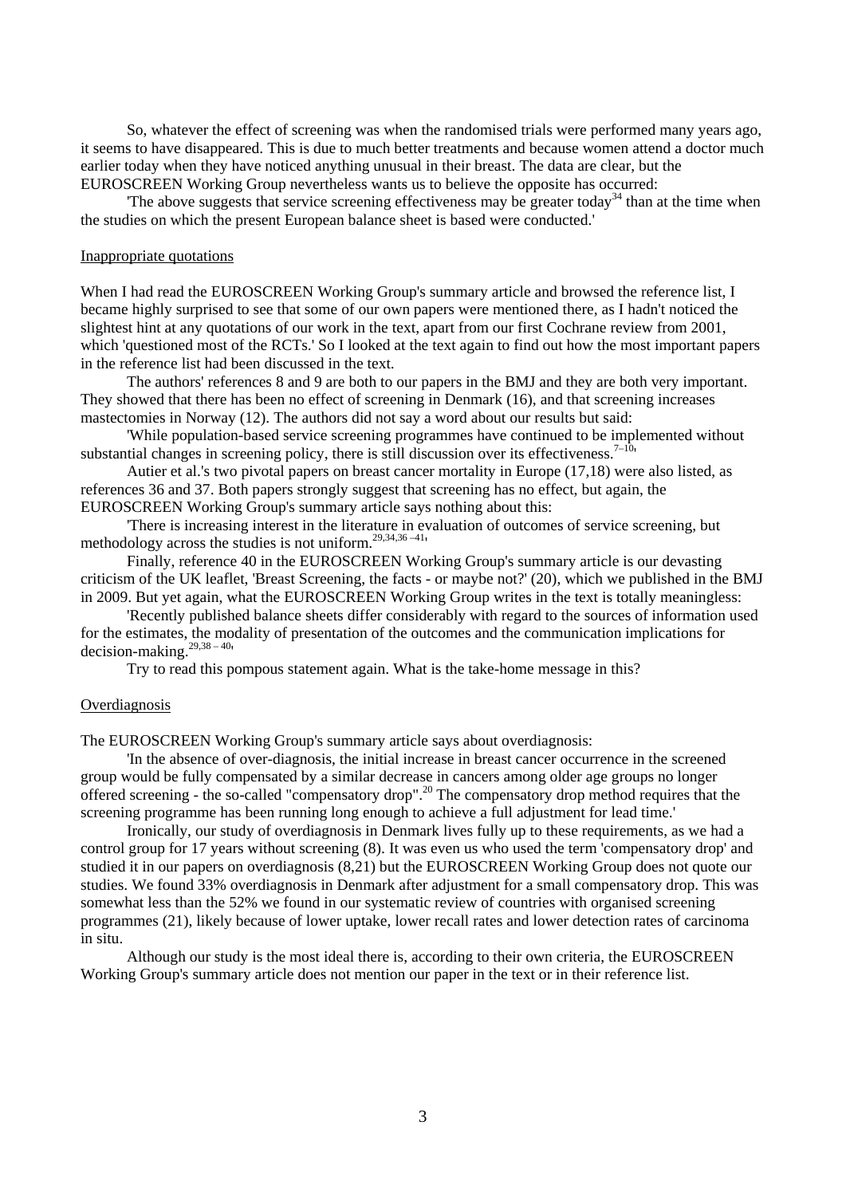So, whatever the effect of screening was when the randomised trials were performed many years ago, it seems to have disappeared. This is due to much better treatments and because women attend a doctor much earlier today when they have noticed anything unusual in their breast. The data are clear, but the EUROSCREEN Working Group nevertheless wants us to believe the opposite has occurred:

'The above suggests that service screening effectiveness may be greater today[34] than at the time when the studies on which the present European balance sheet is based were conducted.'

## Inappropriate quotations

When I had read the EUROSCREEN Working Group's summary article and browsed the reference list, I became highly surprised to see that some of our own papers were mentioned there, as I hadn't noticed the slightest hint at any quotations of our work in the text, apart from our first Cochrane review from 2001, which 'questioned most of the RCTs.' So I looked at the text again to find out how the most important papers in the reference list had been discussed in the text.

The authors' references 8 and 9 are both to our papers in the BMJ and they are both very important. They showed that there has been no effect of screening in Denmark (16), and that screening increases mastectomies in Norway (12). The authors did not say a word about our results but said:

'While population-based service screening programmes have continued to be implemented without substantial changes in screening policy, there is still discussion over its effectiveness.[7–10]'

Autier et al.'s two pivotal papers on breast cancer mortality in Europe (17,18) were also listed, as references 36 and 37. Both papers strongly suggest that screening has no effect, but again, the EUROSCREEN Working Group's summary article says nothing about this:

'There is increasing interest in the literature in evaluation of outcomes of service screening, but methodology across the studies is not uniform.[29,34,36–41]'

Finally, reference 40 in the EUROSCREEN Working Group's summary article is our devasting criticism of the UK leaflet, 'Breast Screening, the facts - or maybe not?' (20), which we published in the BMJ in 2009. But yet again, what the EUROSCREEN Working Group writes in the text is totally meaningless:

'Recently published balance sheets differ considerably with regard to the sources of information used for the estimates, the modality of presentation of the outcomes and the communication implications for decision-making.[29,38–40]'

Try to read this pompous statement again. What is the take-home message in this?

## Overdiagnosis

The EUROSCREEN Working Group's summary article says about overdiagnosis:

'In the absence of over-diagnosis, the initial increase in breast cancer occurrence in the screened group would be fully compensated by a similar decrease in cancers among older age groups no longer offered screening - the so-called "compensatory drop".[20] The compensatory drop method requires that the screening programme has been running long enough to achieve a full adjustment for lead time.'

Ironically, our study of overdiagnosis in Denmark lives fully up to these requirements, as we had a control group for 17 years without screening (8). It was even us who used the term 'compensatory drop' and studied it in our papers on overdiagnosis (8,21) but the EUROSCREEN Working Group does not quote our studies. We found 33% overdiagnosis in Denmark after adjustment for a small compensatory drop. This was somewhat less than the 52% we found in our systematic review of countries with organised screening programmes (21), likely because of lower uptake, lower recall rates and lower detection rates of carcinoma in situ.

Although our study is the most ideal there is, according to their own criteria, the EUROSCREEN Working Group's summary article does not mention our paper in the text or in their reference list.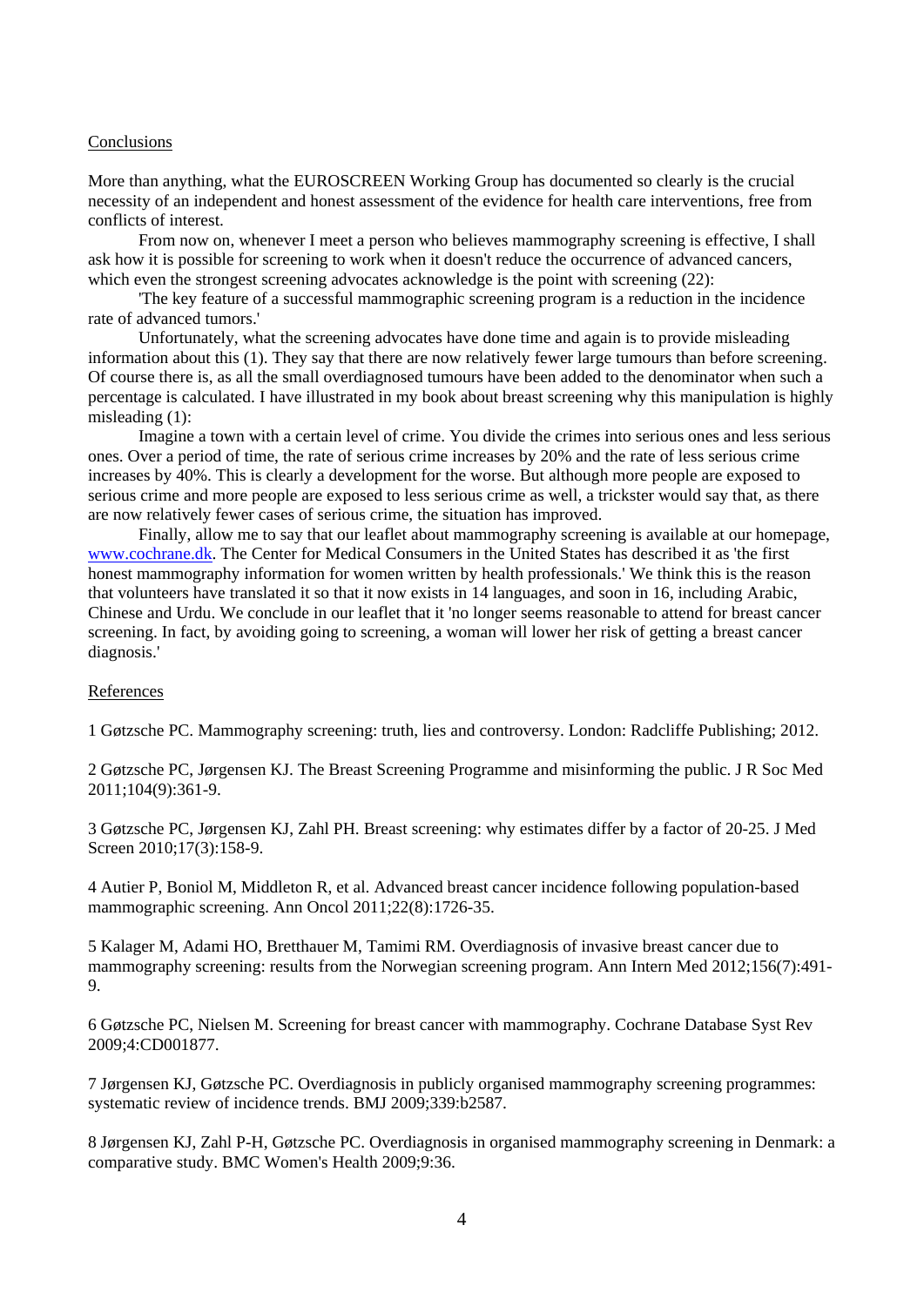## Conclusions

More than anything, what the EUROSCREEN Working Group has documented so clearly is the crucial necessity of an independent and honest assessment of the evidence for health care interventions, free from conflicts of interest.

From now on, whenever I meet a person who believes mammography screening is effective, I shall ask how it is possible for screening to work when it doesn't reduce the occurrence of advanced cancers, which even the strongest screening advocates acknowledge is the point with screening (22):

'The key feature of a successful mammographic screening program is a reduction in the incidence rate of advanced tumors.'

Unfortunately, what the screening advocates have done time and again is to provide misleading information about this (1). They say that there are now relatively fewer large tumours than before screening. Of course there is, as all the small overdiagnosed tumours have been added to the denominator when such a percentage is calculated. I have illustrated in my book about breast screening why this manipulation is highly misleading (1):

Imagine a town with a certain level of crime. You divide the crimes into serious ones and less serious ones. Over a period of time, the rate of serious crime increases by 20% and the rate of less serious crime increases by 40%. This is clearly a development for the worse. But although more people are exposed to serious crime and more people are exposed to less serious crime as well, a trickster would say that, as there are now relatively fewer cases of serious crime, the situation has improved.

Finally, allow me to say that our leaflet about mammography screening is available at our homepage, www.cochrane.dk. The Center for Medical Consumers in the United States has described it as 'the first honest mammography information for women written by health professionals.' We think this is the reason that volunteers have translated it so that it now exists in 14 languages, and soon in 16, including Arabic, Chinese and Urdu. We conclude in our leaflet that it 'no longer seems reasonable to attend for breast cancer screening. In fact, by avoiding going to screening, a woman will lower her risk of getting a breast cancer diagnosis.'

## References

1 Gøtzsche PC. Mammography screening: truth, lies and controversy. London: Radcliffe Publishing; 2012.

2 Gøtzsche PC, Jørgensen KJ. The Breast Screening Programme and misinforming the public. J R Soc Med 2011;104(9):361-9.

3 Gøtzsche PC, Jørgensen KJ, Zahl PH. Breast screening: why estimates differ by a factor of 20-25. J Med Screen 2010;17(3):158-9.

4 Autier P, Boniol M, Middleton R, et al. Advanced breast cancer incidence following population-based mammographic screening. Ann Oncol 2011;22(8):1726-35.

5 Kalager M, Adami HO, Bretthauer M, Tamimi RM. Overdiagnosis of invasive breast cancer due to mammography screening: results from the Norwegian screening program. Ann Intern Med 2012;156(7):491-9.

6 Gøtzsche PC, Nielsen M. Screening for breast cancer with mammography. Cochrane Database Syst Rev 2009;4:CD001877.

7 Jørgensen KJ, Gøtzsche PC. Overdiagnosis in publicly organised mammography screening programmes: systematic review of incidence trends. BMJ 2009;339:b2587.

8 Jørgensen KJ, Zahl P-H, Gøtzsche PC. Overdiagnosis in organised mammography screening in Denmark: a comparative study. BMC Women's Health 2009;9:36.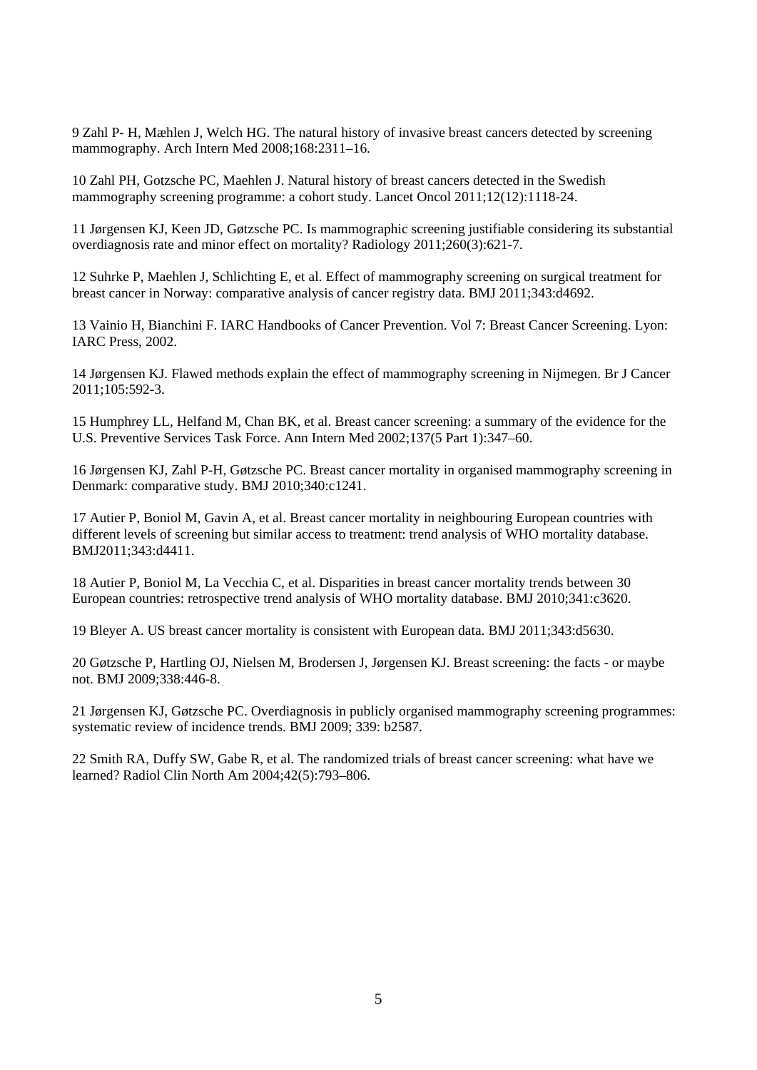9 Zahl P- H, Mæhlen J, Welch HG. The natural history of invasive breast cancers detected by screening mammography. Arch Intern Med 2008;168:2311–16.

10 Zahl PH, Gotzsche PC, Maehlen J. Natural history of breast cancers detected in the Swedish mammography screening programme: a cohort study. Lancet Oncol 2011;12(12):1118-24.

11 Jørgensen KJ, Keen JD, Gøtzsche PC. Is mammographic screening justifiable considering its substantial overdiagnosis rate and minor effect on mortality? Radiology 2011;260(3):621-7.

12 Suhrke P, Maehlen J, Schlichting E, et al. Effect of mammography screening on surgical treatment for breast cancer in Norway: comparative analysis of cancer registry data. BMJ 2011;343:d4692.

13 Vainio H, Bianchini F. IARC Handbooks of Cancer Prevention. Vol 7: Breast Cancer Screening. Lyon: IARC Press, 2002.

14 Jørgensen KJ. Flawed methods explain the effect of mammography screening in Nijmegen. Br J Cancer 2011;105:592-3.

15 Humphrey LL, Helfand M, Chan BK, et al. Breast cancer screening: a summary of the evidence for the U.S. Preventive Services Task Force. Ann Intern Med 2002;137(5 Part 1):347–60.

16 Jørgensen KJ, Zahl P-H, Gøtzsche PC. Breast cancer mortality in organised mammography screening in Denmark: comparative study. BMJ 2010;340:c1241.

17 Autier P, Boniol M, Gavin A, et al. Breast cancer mortality in neighbouring European countries with different levels of screening but similar access to treatment: trend analysis of WHO mortality database. BMJ2011;343:d4411.

18 Autier P, Boniol M, La Vecchia C, et al. Disparities in breast cancer mortality trends between 30 European countries: retrospective trend analysis of WHO mortality database. BMJ 2010;341:c3620.

19 Bleyer A. US breast cancer mortality is consistent with European data. BMJ 2011;343:d5630.

20 Gøtzsche P, Hartling OJ, Nielsen M, Brodersen J, Jørgensen KJ. Breast screening: the facts - or maybe not. BMJ 2009;338:446-8.

21 Jørgensen KJ, Gøtzsche PC. Overdiagnosis in publicly organised mammography screening programmes: systematic review of incidence trends. BMJ 2009; 339: b2587.

22 Smith RA, Duffy SW, Gabe R, et al. The randomized trials of breast cancer screening: what have we learned? Radiol Clin North Am 2004;42(5):793–806.